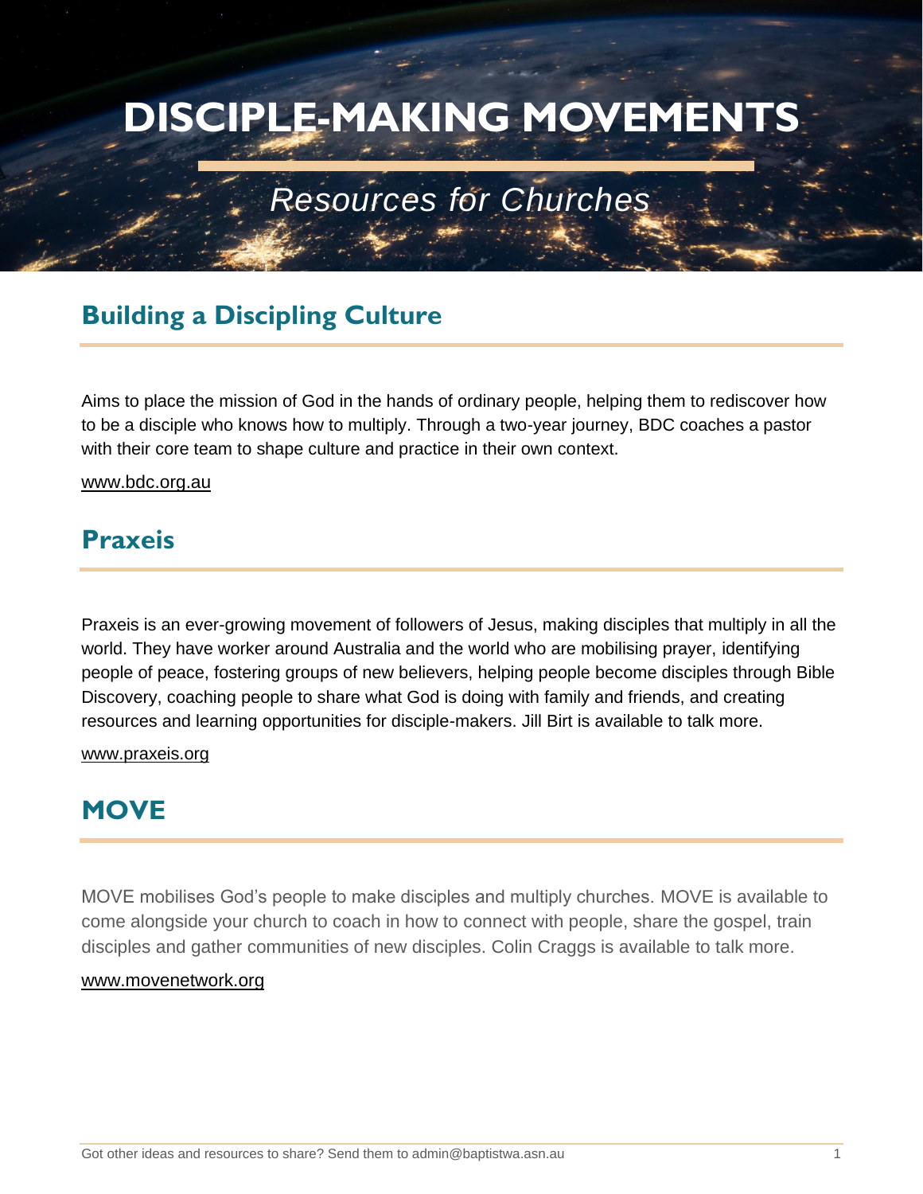# DISCIPLE-MAKING MOVEMENTS

*Resources for Churches*

## Building a Discipling Culture

Aims to place the mission of God in the hands of ordinary people, helping them to rediscover how to be a disciple who knows how to multiply. Through a two-year journey, BDC coaches a pastor with their core team to shape culture and practice in their own context.

www.bdc.org.au

## Praxeis

Praxeis is an ever-growing movement of followers of Jesus, making disciples that multiply in all the world. They have worker around Australia and the world who are mobilising prayer, identifying people of peace, fostering groups of new believers, helping people become disciples through Bible Discovery, coaching people to share what God is doing with family and friends, and creating resources and learning opportunities for disciple-makers. Jill Birt is available to talk more.

www.praxeis.org

## MOVE

MOVE mobilises God's people to make disciples and multiply churches. MOVE is available to come alongside your church to coach in how to connect with people, share the gospel, train disciples and gather communities of new disciples. Colin Craggs is available to talk more.

www.movenetwork.org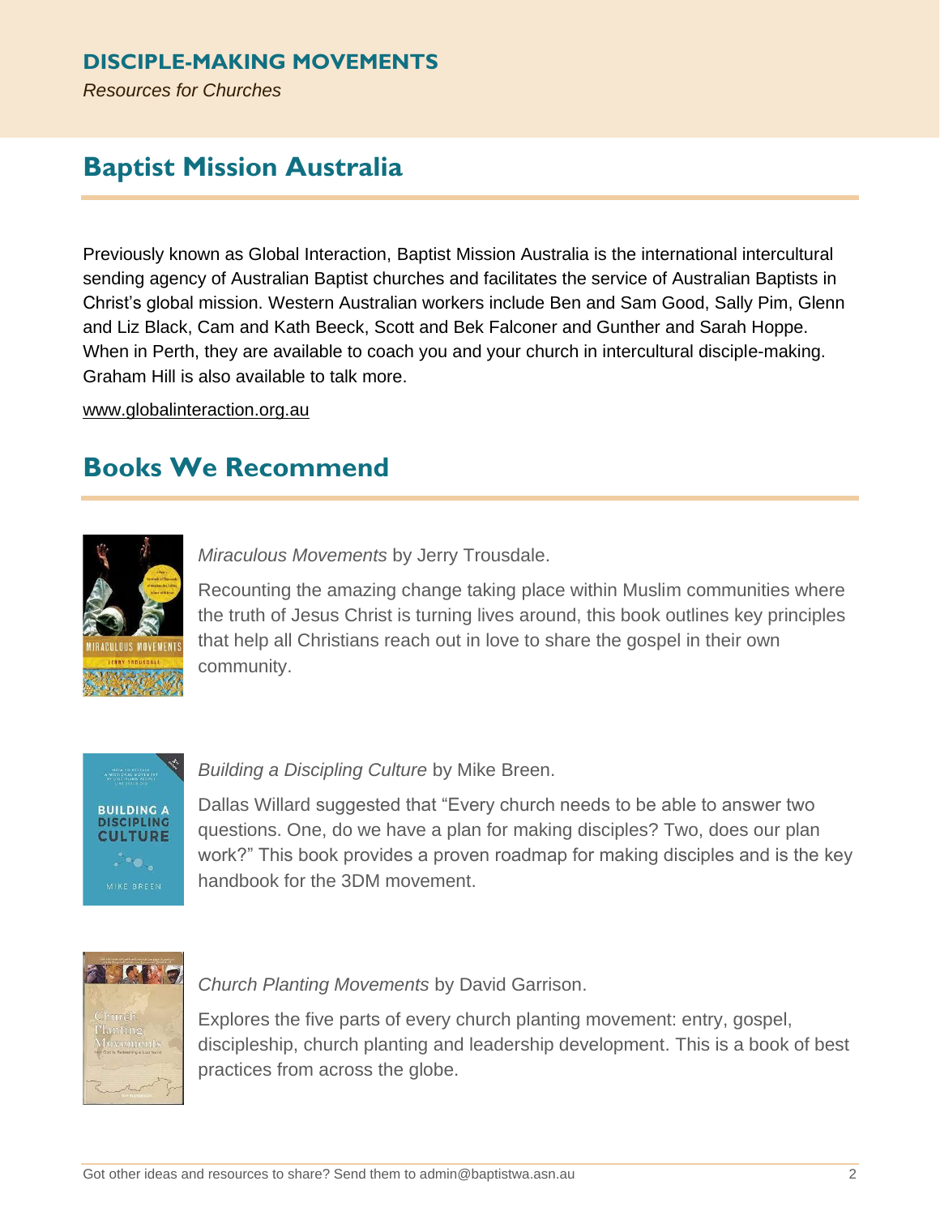## Baptist Mission Australia

Previously known as Global Interaction, Baptist Mission Australia is the international intercultural sending agency of Australian Baptist churches and facilitates the service of Australian Baptists in Christ's global mission. Western Australian workers include Ben and Sam Good, Sally Pim, Glenn and Liz Black, Cam and Kath Beeck, Scott and Bek Falconer and Gunther and Sarah Hoppe. When in Perth, they are available to coach you and your church in intercultural disciple-making. Graham Hill is also available to talk more.

www.globalinteraction.org.au

## Books We Recommend

*Miraculous Movements* by Jerry Trousdale.

Recounting the amazing change taking place within Muslim communities where the truth of Jesus Christ is turning lives around, this book outlines key principles that help all Christians reach out in love to share the gospel in their own community.

*Building a Discipling Culture* by Mike Breen.

Dallas Willard suggested that "Every church needs to be able to answer two questions. One, do we have a plan for making disciples? Two, does our plan work?" This book provides a proven roadmap for making disciples and is the key handbook for the 3DM movement.

*Church Planting Movements* by David Garrison.

Explores the five parts of every church planting movement: entry, gospel, discipleship, church planting and leadership development. This is a book of best practices from across the globe.

Got other ideas and resources to share? Send them to admin@baptistwa.asn.au